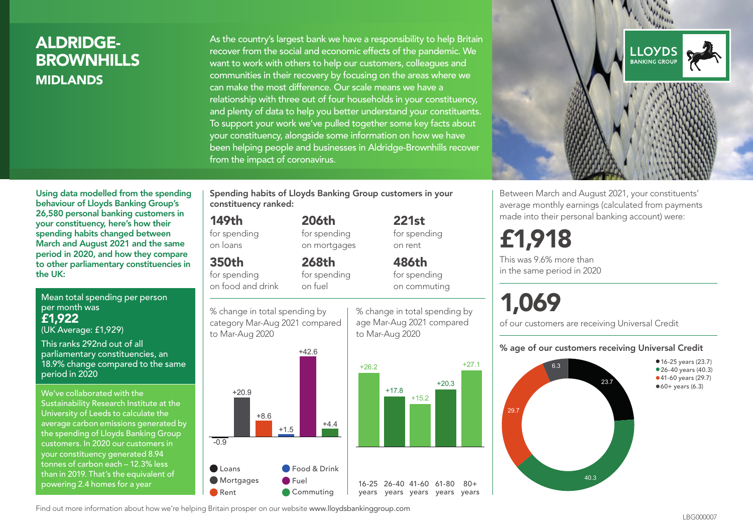# ALDRIDGE-BROWNHILLS
## MIDLANDS

As the country's largest bank we have a responsibility to help Britain recover from the social and economic effects of the pandemic. We want to work with others to help our customers, colleagues and communities in their recovery by focusing on the areas where we can make the most difference. Our scale means we have a relationship with three out of four households in your constituency, and plenty of data to help you better understand your constituents. To support your work we've pulled together some key facts about your constituency, alongside some information on how we have been helping people and businesses in Aldridge-Brownhills recover from the impact of coronavirus.

**Using data modelled from the spending behaviour of Lloyds Banking Group's 26,580 personal banking customers in your constituency, here's how their spending habits changed between March and August 2021 and the same period in 2020, and how they compare to other parliamentary constituencies in the UK:**

Mean total spending per person per month was
**£1,922**
(UK Average: £1,929)

This ranks 292nd out of all parliamentary constituencies, an 18.9% change compared to the same period in 2020

We've collaborated with the Sustainability Research Institute at the University of Leeds to calculate the average carbon emissions generated by the spending of Lloyds Banking Group customers. In 2020 our customers in your constituency generated 8.94 tonnes of carbon each – 12.3% less than in 2019. That's the equivalent of powering 2.4 homes for a year

**Spending habits of Lloyds Banking Group customers in your constituency ranked:**

- **149th** for spending on loans
- **206th** for spending on mortgages
- **221st** for spending on rent
- **350th** for spending on food and drink
- **268th** for spending on fuel
- **486th** for spending on commuting

% change in total spending by category Mar-Aug 2021 compared to Mar-Aug 2020

| Category | % change |
|---|---|
| Loans | -0.9 |
| Mortgages | +20.9 |
| Rent | +8.6 |
| Food & Drink | +1.5 |
| Fuel | +42.6 |
| Commuting | +4.4 |

% change in total spending by age Mar-Aug 2021 compared to Mar-Aug 2020

| Age | % change |
|---|---|
| 16-25 years | +26.2 |
| 26-40 years | +17.8 |
| 41-60 years | +15.2 |
| 61-80 years | +20.3 |
| 80+ years | +27.1 |

Between March and August 2021, your constituents' average monthly earnings (calculated from payments made into their personal banking account) were:

**£1,918**

This was 9.6% more than in the same period in 2020

**1,069**

of our customers are receiving Universal Credit

**% age of our customers receiving Universal Credit**

- 16-25 years (23.7)
- 26-40 years (40.3)
- 41-60 years (29.7)
- 60+ years (6.3)

Find out more information about how we're helping Britain prosper on our website www.lloydsbankinggroup.com

LBG000007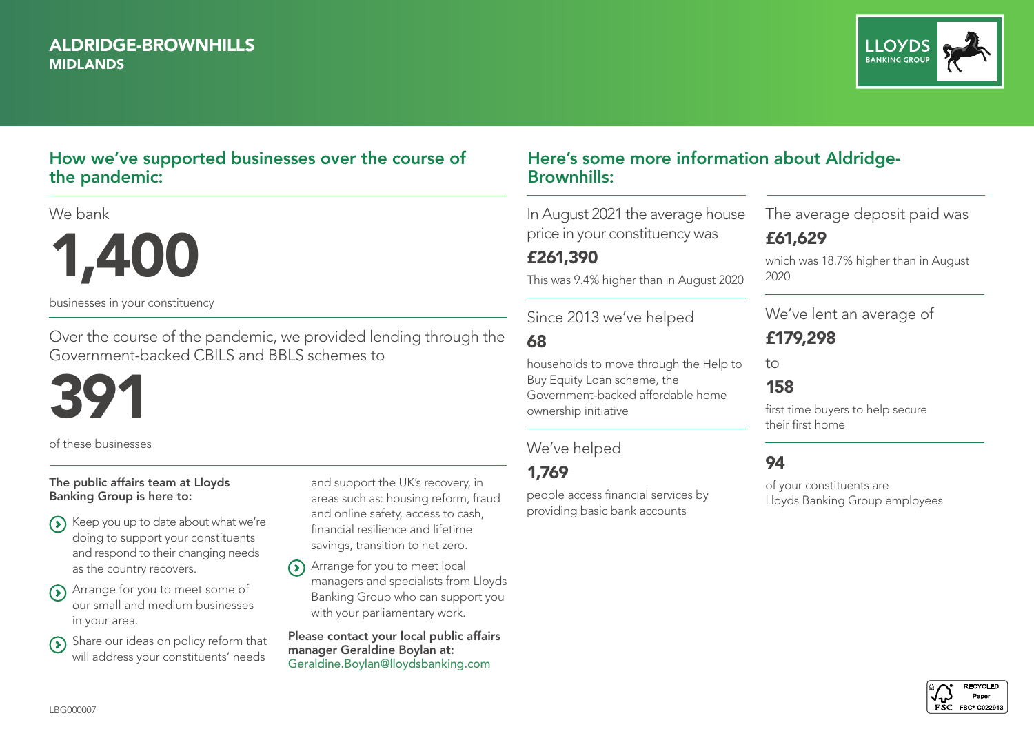# ALDRIDGE-BROWNHILLS
## MIDLANDS

## How we've supported businesses over the course of the pandemic:

We bank

**1,400**

businesses in your constituency

Over the course of the pandemic, we provided lending through the Government-backed CBILS and BBLS schemes to

**391**

of these businesses

**The public affairs team at Lloyds Banking Group is here to:**

- Keep you up to date about what we're doing to support your constituents and respond to their changing needs as the country recovers.
- Arrange for you to meet some of our small and medium businesses in your area.
- Share our ideas on policy reform that will address your constituents' needs and support the UK's recovery, in areas such as: housing reform, fraud and online safety, access to cash, financial resilience and lifetime savings, transition to net zero.
- Arrange for you to meet local managers and specialists from Lloyds Banking Group who can support you with your parliamentary work.

**Please contact your local public affairs manager Geraldine Boylan at:**
Geraldine.Boylan@lloydsbanking.com

## Here's some more information about Aldridge-Brownhills:

In August 2021 the average house price in your constituency was

**£261,390**

This was 9.4% higher than in August 2020

Since 2013 we've helped

**68**

households to move through the Help to Buy Equity Loan scheme, the Government-backed affordable home ownership initiative

We've helped

**1,769**

people access financial services by providing basic bank accounts

The average deposit paid was

**£61,629**

which was 18.7% higher than in August 2020

We've lent an average of

**£179,298**

to

**158**

first time buyers to help secure their first home

**94**

of your constituents are Lloyds Banking Group employees

LBG000007